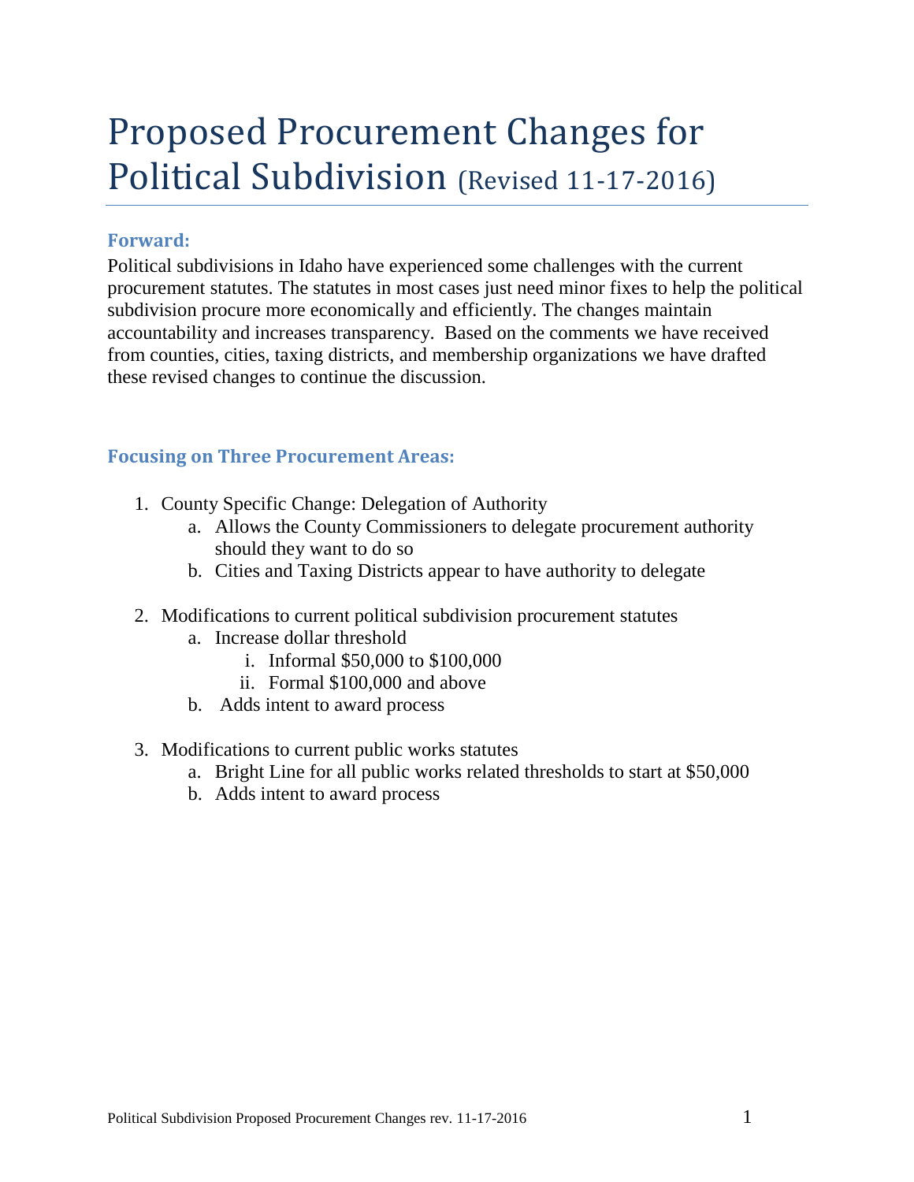# Proposed Procurement Changes for Political Subdivision (Revised 11-17-2016)

### Forward:

Political subdivisions in Idaho have experienced some challenges with the current procurement statutes. The statutes in most cases just need minor fixes to help the political subdivision procure more economically and efficiently. The changes maintain accountability and increases transparency.  Based on the comments we have received from counties, cities, taxing districts, and membership organizations we have drafted these revised changes to continue the discussion.

### Focusing on Three Procurement Areas:

1. County Specific Change: Delegation of Authority
   a. Allows the County Commissioners to delegate procurement authority should they want to do so
   b. Cities and Taxing Districts appear to have authority to delegate
2. Modifications to current political subdivision procurement statutes
   a. Increase dollar threshold
      i. Informal $50,000 to $100,000
      ii. Formal $100,000 and above
   b. Adds intent to award process
3. Modifications to current public works statutes
   a. Bright Line for all public works related thresholds to start at $50,000
   b. Adds intent to award process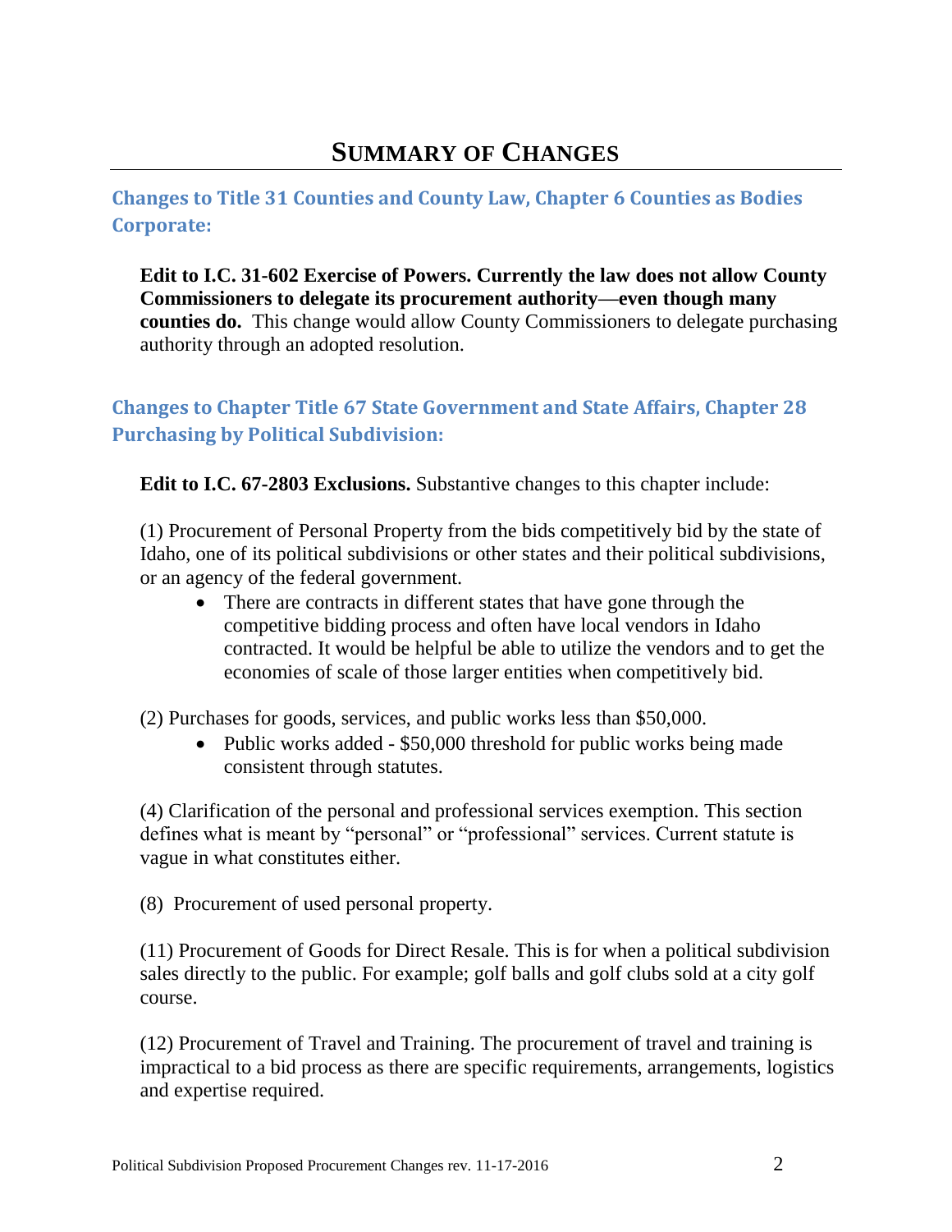# Summary of Changes

## Changes to Title 31 Counties and County Law, Chapter 6 Counties as Bodies Corporate:

**Edit to I.C. 31-602 Exercise of Powers. Currently the law does not allow County Commissioners to delegate its procurement authority—even though many counties do.** This change would allow County Commissioners to delegate purchasing authority through an adopted resolution.

## Changes to Chapter Title 67 State Government and State Affairs, Chapter 28 Purchasing by Political Subdivision:

**Edit to I.C. 67-2803 Exclusions.** Substantive changes to this chapter include:

(1) Procurement of Personal Property from the bids competitively bid by the state of Idaho, one of its political subdivisions or other states and their political subdivisions, or an agency of the federal government.

- There are contracts in different states that have gone through the competitive bidding process and often have local vendors in Idaho contracted. It would be helpful be able to utilize the vendors and to get the economies of scale of those larger entities when competitively bid.

(2) Purchases for goods, services, and public works less than $50,000.

- Public works added - $50,000 threshold for public works being made consistent through statutes.

(4) Clarification of the personal and professional services exemption. This section defines what is meant by “personal” or “professional” services. Current statute is vague in what constitutes either.

(8) Procurement of used personal property.

(11) Procurement of Goods for Direct Resale. This is for when a political subdivision sales directly to the public. For example; golf balls and golf clubs sold at a city golf course.

(12) Procurement of Travel and Training. The procurement of travel and training is impractical to a bid process as there are specific requirements, arrangements, logistics and expertise required.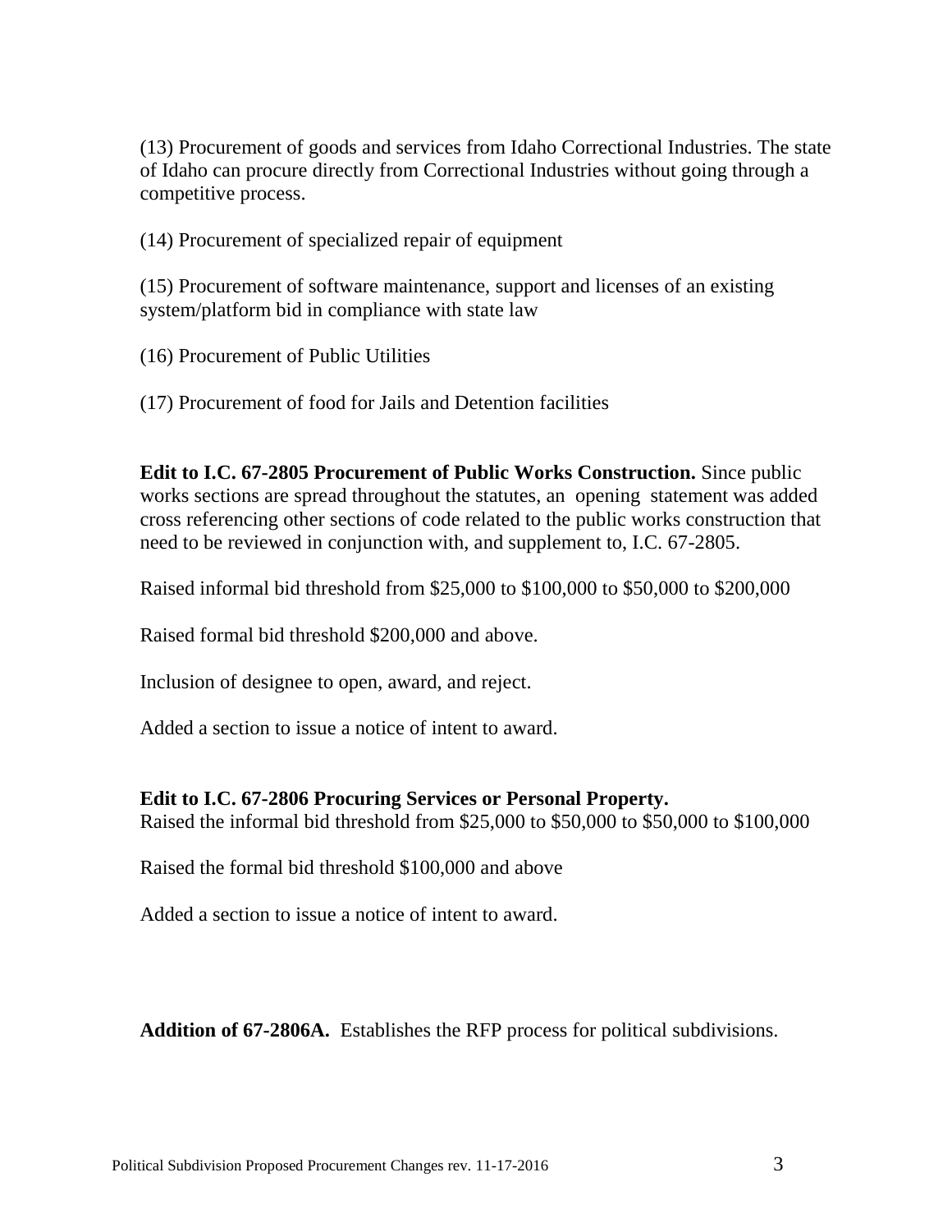(13) Procurement of goods and services from Idaho Correctional Industries. The state of Idaho can procure directly from Correctional Industries without going through a competitive process.

(14) Procurement of specialized repair of equipment

(15) Procurement of software maintenance, support and licenses of an existing system/platform bid in compliance with state law

(16) Procurement of Public Utilities

(17) Procurement of food for Jails and Detention facilities

**Edit to I.C. 67-2805 Procurement of Public Works Construction.** Since public works sections are spread throughout the statutes, an opening statement was added cross referencing other sections of code related to the public works construction that need to be reviewed in conjunction with, and supplement to, I.C. 67-2805.

Raised informal bid threshold from $25,000 to $100,000 to $50,000 to $200,000

Raised formal bid threshold $200,000 and above.

Inclusion of designee to open, award, and reject.

Added a section to issue a notice of intent to award.

**Edit to I.C. 67-2806 Procuring Services or Personal Property.**
Raised the informal bid threshold from $25,000 to $50,000 to $50,000 to $100,000

Raised the formal bid threshold $100,000 and above

Added a section to issue a notice of intent to award.

**Addition of 67-2806A.** Establishes the RFP process for political subdivisions.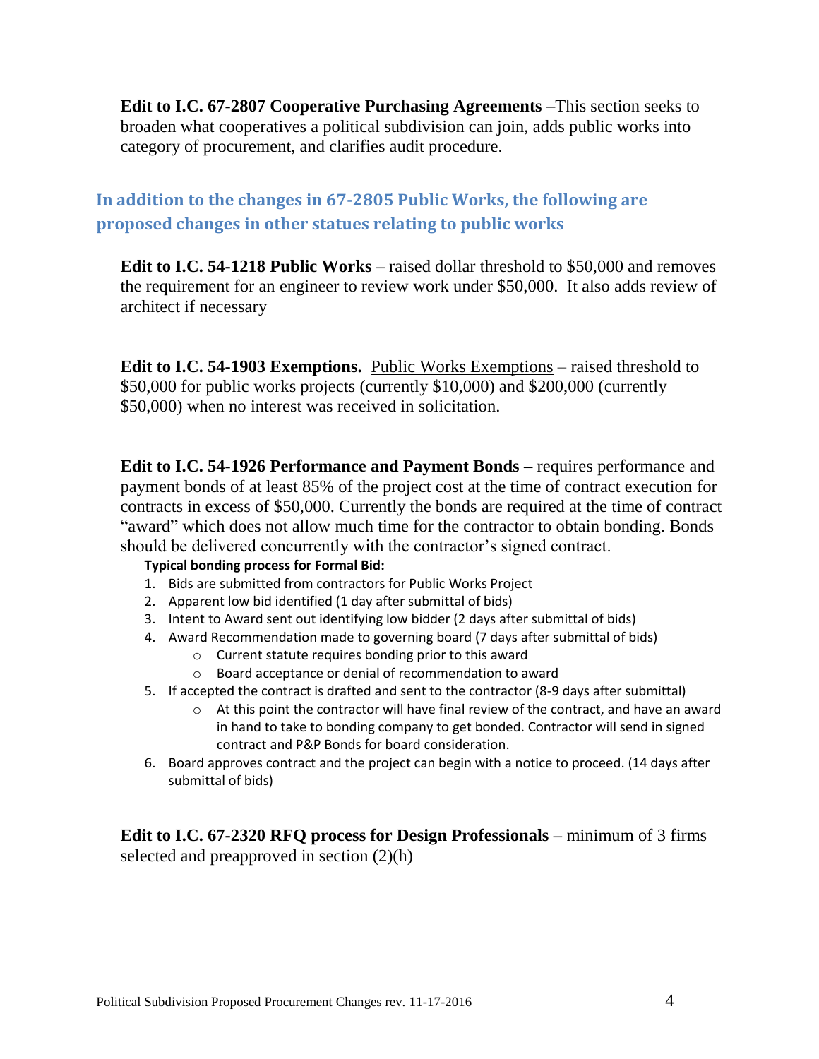**Edit to I.C. 67-2807 Cooperative Purchasing Agreements** –This section seeks to broaden what cooperatives a political subdivision can join, adds public works into category of procurement, and clarifies audit procedure.

## In addition to the changes in 67-2805 Public Works, the following are proposed changes in other statues relating to public works

**Edit to I.C. 54-1218 Public Works** – raised dollar threshold to $50,000 and removes the requirement for an engineer to review work under $50,000. It also adds review of architect if necessary

**Edit to I.C. 54-1903 Exemptions.** Public Works Exemptions – raised threshold to $50,000 for public works projects (currently $10,000) and $200,000 (currently $50,000) when no interest was received in solicitation.

**Edit to I.C. 54-1926 Performance and Payment Bonds** – requires performance and payment bonds of at least 85% of the project cost at the time of contract execution for contracts in excess of $50,000. Currently the bonds are required at the time of contract "award" which does not allow much time for the contractor to obtain bonding. Bonds should be delivered concurrently with the contractor's signed contract.

**Typical bonding process for Formal Bid:**

1. Bids are submitted from contractors for Public Works Project
2. Apparent low bid identified (1 day after submittal of bids)
3. Intent to Award sent out identifying low bidder (2 days after submittal of bids)
4. Award Recommendation made to governing board (7 days after submittal of bids)
   - Current statute requires bonding prior to this award
   - Board acceptance or denial of recommendation to award
5. If accepted the contract is drafted and sent to the contractor (8-9 days after submittal)
   - At this point the contractor will have final review of the contract, and have an award in hand to take to bonding company to get bonded. Contractor will send in signed contract and P&P Bonds for board consideration.
6. Board approves contract and the project can begin with a notice to proceed. (14 days after submittal of bids)

**Edit to I.C. 67-2320 RFQ process for Design Professionals** – minimum of 3 firms selected and preapproved in section (2)(h)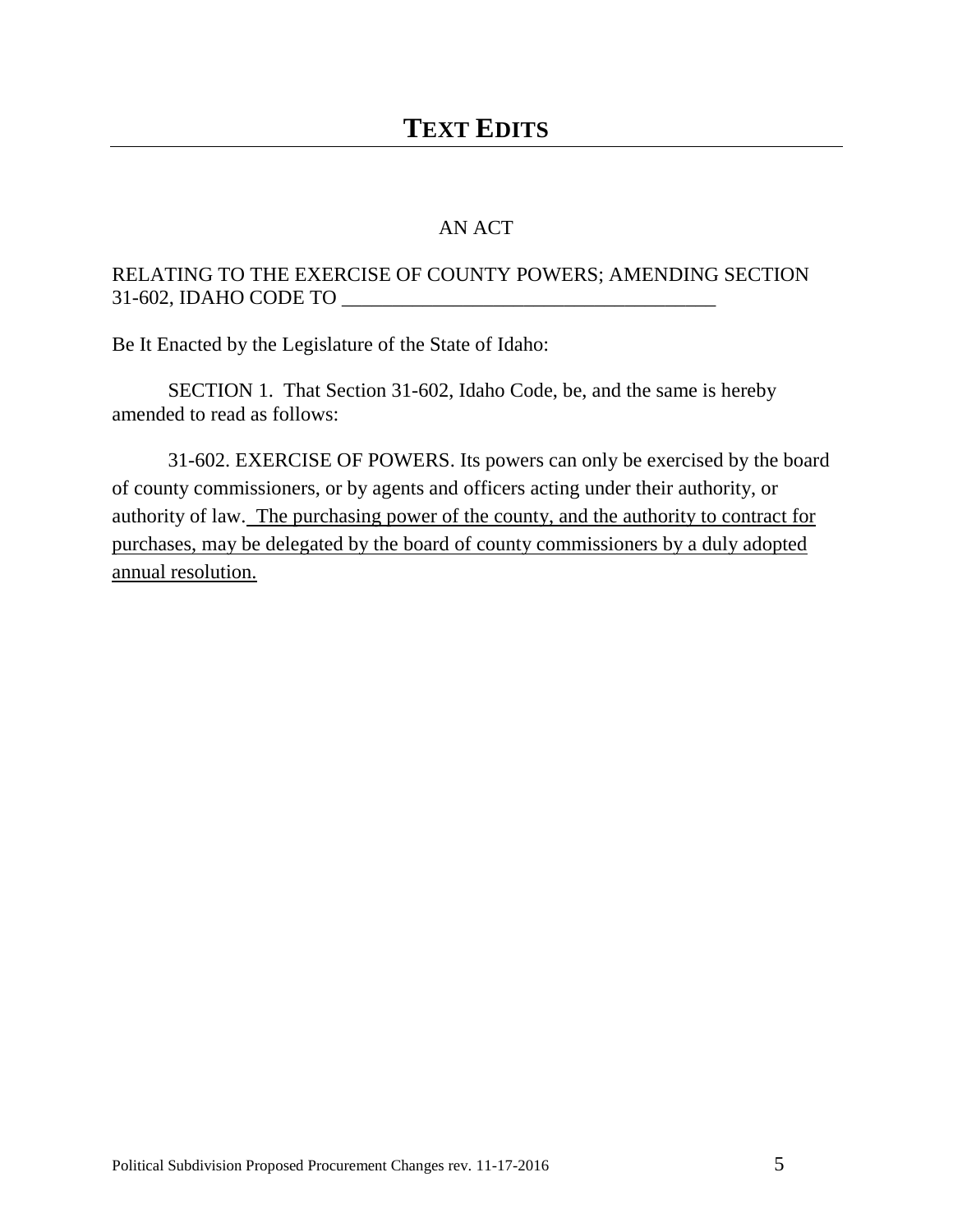# TEXT EDITS

AN ACT

RELATING TO THE EXERCISE OF COUNTY POWERS; AMENDING SECTION 31-602, IDAHO CODE TO ____________________________________

Be It Enacted by the Legislature of the State of Idaho:

SECTION 1. That Section 31-602, Idaho Code, be, and the same is hereby amended to read as follows:

31-602. EXERCISE OF POWERS. Its powers can only be exercised by the board of county commissioners, or by agents and officers acting under their authority, or authority of law. <u>The purchasing power of the county, and the authority to contract for purchases, may be delegated by the board of county commissioners by a duly adopted annual resolution.</u>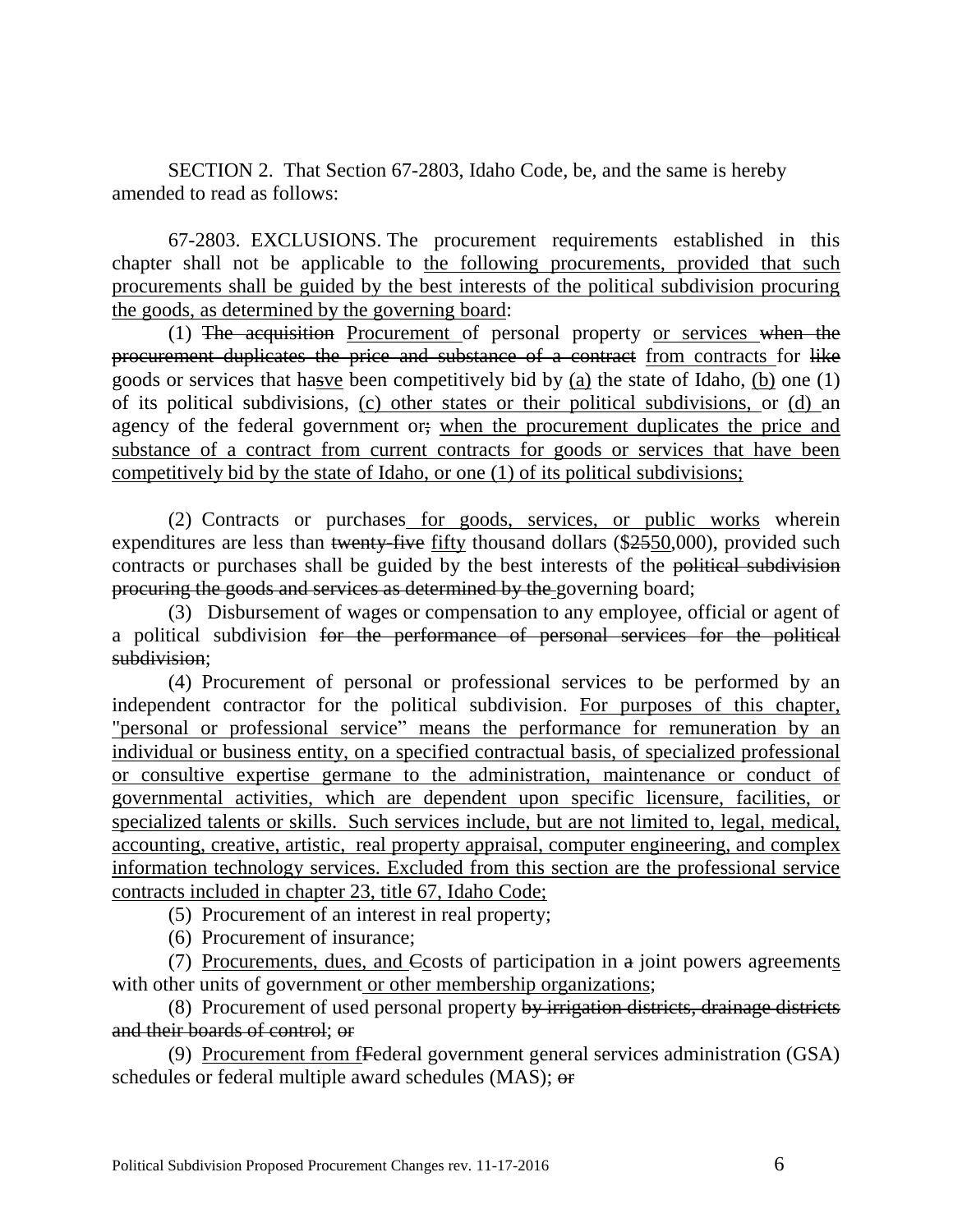SECTION 2. That Section 67-2803, Idaho Code, be, and the same is hereby amended to read as follows:

67-2803. EXCLUSIONS. The procurement requirements established in this chapter shall not be applicable to <u>the following procurements, provided that such procurements shall be guided by the best interests of the political subdivision procuring the goods, as determined by the governing board</u>:

(1) ~~The acquisition~~ <u>Procurement</u> of personal property <u>or services</u> ~~when the procurement duplicates the price and substance of a contract~~ <u>from contracts</u> for ~~like~~ goods or services that ha~~s~~<u>ve</u> been competitively bid by <u>(a)</u> the state of Idaho, <u>(b)</u> one (1) of its political subdivisions, <u>(c) other states or their political subdivisions,</u> or <u>(d)</u> an agency of the federal government or~~;~~ <u>when the procurement duplicates the price and substance of a contract from current contracts for goods or services that have been competitively bid by the state of Idaho, or one (1) of its political subdivisions;</u>

(2) Contracts or purchases <u>for goods, services, or public works</u> wherein expenditures are less than ~~twenty-five~~ <u>fifty</u> thousand dollars ($~~25~~<u>50</u>,000), provided such contracts or purchases shall be guided by the best interests of the ~~political subdivision procuring the goods and services as determined by the~~ governing board;

(3) Disbursement of wages or compensation to any employee, official or agent of a political subdivision ~~for the performance of personal services for the political subdivision~~;

(4) Procurement of personal or professional services to be performed by an independent contractor for the political subdivision. <u>For purposes of this chapter, "personal or professional service" means the performance for remuneration by an individual or business entity, on a specified contractual basis, of specialized professional or consultive expertise germane to the administration, maintenance or conduct of governmental activities, which are dependent upon specific licensure, facilities, or specialized talents or skills. Such services include, but are not limited to, legal, medical, accounting, creative, artistic, real property appraisal, computer engineering, and complex information technology services. Excluded from this section are the professional service contracts included in chapter 23, title 67, Idaho Code;</u>

(5) Procurement of an interest in real property;

(6) Procurement of insurance;

(7) <u>Procurements, dues, and</u> ~~C~~<u>c</u>osts of participation in ~~a~~ joint powers agreement<u>s</u> with other units of government <u>or other membership organizations</u>;

(8) Procurement of used personal property ~~by irrigation districts, drainage districts and their boards of control~~; ~~or~~

(9) <u>Procurement from f</u>~~F~~ederal government general services administration (GSA) schedules or federal multiple award schedules (MAS); ~~or~~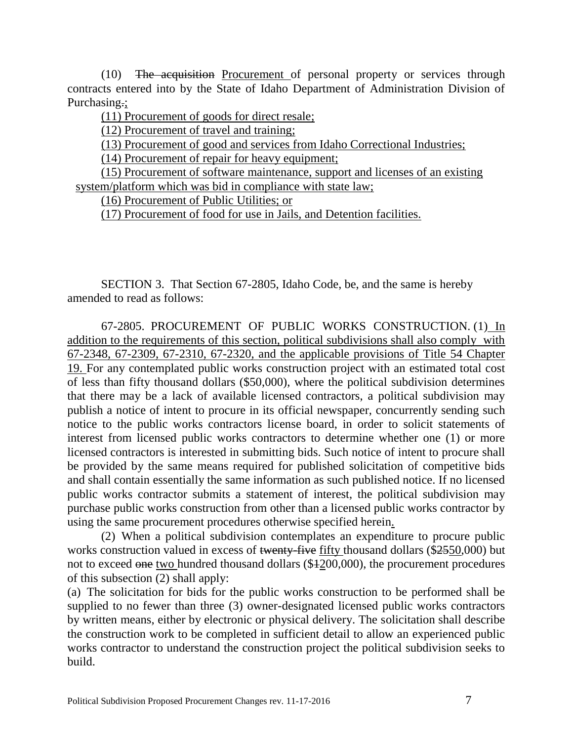(10) ~~The acquisition~~ <u>Procurement</u> of personal property or services through contracts entered into by the State of Idaho Department of Administration Division of Purchasing~~.~~<u>;</u>

<u>(11) Procurement of goods for direct resale;</u>

<u>(12) Procurement of travel and training;</u>

<u>(13) Procurement of good and services from Idaho Correctional Industries;</u>

<u>(14) Procurement of repair for heavy equipment;</u>

<u>(15) Procurement of software maintenance, support and licenses of an existing system/platform which was bid in compliance with state law;</u>

<u>(16) Procurement of Public Utilities; or</u>

<u>(17) Procurement of food for use in Jails, and Detention facilities.</u>

SECTION 3. That Section 67-2805, Idaho Code, be, and the same is hereby amended to read as follows:

67-2805. PROCUREMENT OF PUBLIC WORKS CONSTRUCTION. (1) <u>In addition to the requirements of this section, political subdivisions shall also comply with 67-2348, 67-2309, 67-2310, 67-2320, and the applicable provisions of Title 54 Chapter 19.</u> For any contemplated public works construction project with an estimated total cost of less than fifty thousand dollars ($50,000), where the political subdivision determines that there may be a lack of available licensed contractors, a political subdivision may publish a notice of intent to procure in its official newspaper, concurrently sending such notice to the public works contractors license board, in order to solicit statements of interest from licensed public works contractors to determine whether one (1) or more licensed contractors is interested in submitting bids. Such notice of intent to procure shall be provided by the same means required for published solicitation of competitive bids and shall contain essentially the same information as such published notice. If no licensed public works contractor submits a statement of interest, the political subdivision may purchase public works construction from other than a licensed public works contractor by using the same procurement procedures otherwise specified herein<u>.</u>

(2) When a political subdivision contemplates an expenditure to procure public works construction valued in excess of ~~twenty-five~~ <u>fifty</u> thousand dollars ($~~25~~<u>50</u>,000) but not to exceed ~~one~~ <u>two</u> hundred thousand dollars ($~~1~~<u>2</u>00,000), the procurement procedures of this subsection (2) shall apply:

(a) The solicitation for bids for the public works construction to be performed shall be supplied to no fewer than three (3) owner-designated licensed public works contractors by written means, either by electronic or physical delivery. The solicitation shall describe the construction work to be completed in sufficient detail to allow an experienced public works contractor to understand the construction project the political subdivision seeks to build.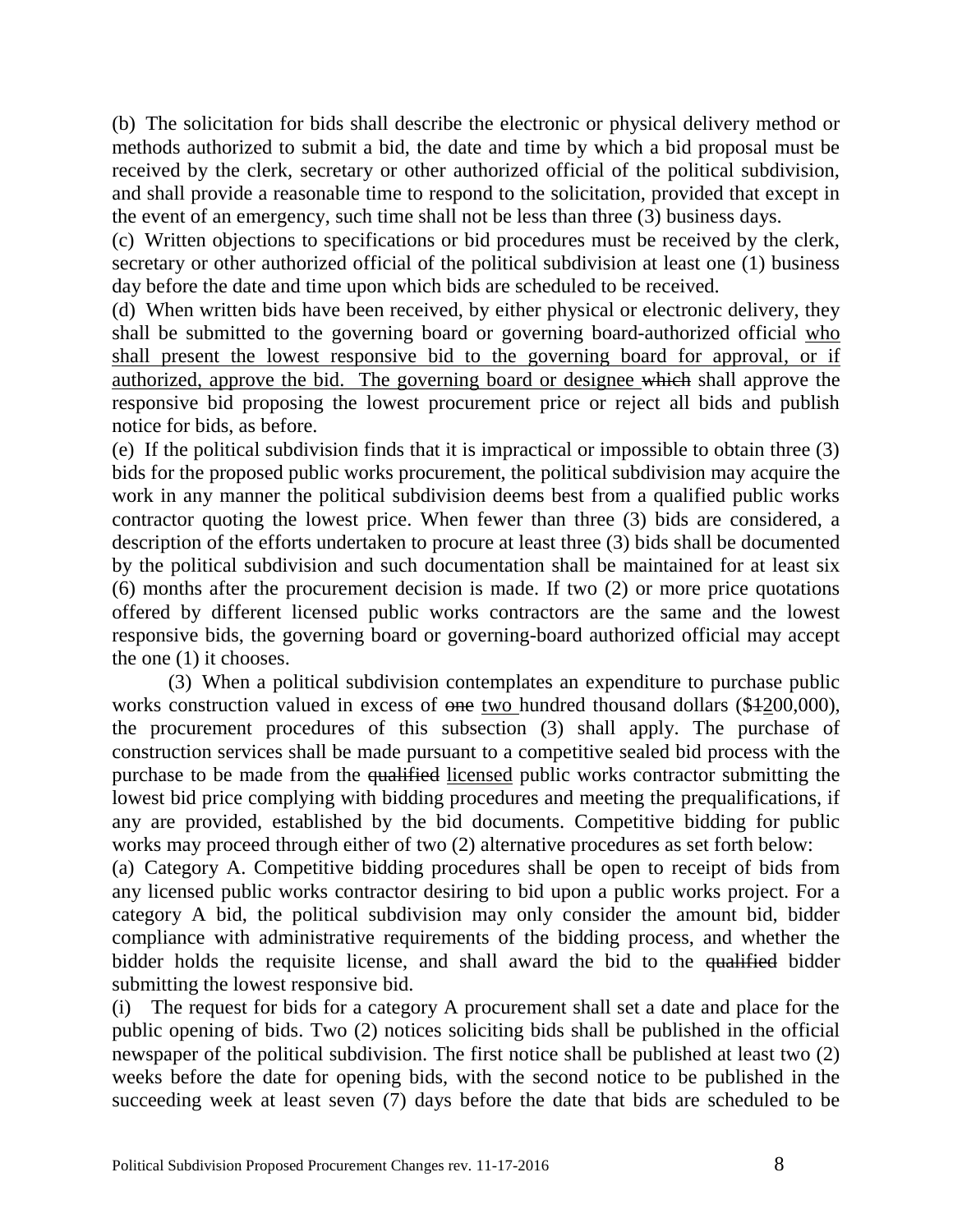(b) The solicitation for bids shall describe the electronic or physical delivery method or methods authorized to submit a bid, the date and time by which a bid proposal must be received by the clerk, secretary or other authorized official of the political subdivision, and shall provide a reasonable time to respond to the solicitation, provided that except in the event of an emergency, such time shall not be less than three (3) business days.

(c) Written objections to specifications or bid procedures must be received by the clerk, secretary or other authorized official of the political subdivision at least one (1) business day before the date and time upon which bids are scheduled to be received.

(d) When written bids have been received, by either physical or electronic delivery, they shall be submitted to the governing board or governing board-authorized official <u>who shall present the lowest responsive bid to the governing board for approval, or if authorized, approve the bid. The governing board or designee</u> ~~which~~ shall approve the responsive bid proposing the lowest procurement price or reject all bids and publish notice for bids, as before.

(e) If the political subdivision finds that it is impractical or impossible to obtain three (3) bids for the proposed public works procurement, the political subdivision may acquire the work in any manner the political subdivision deems best from a qualified public works contractor quoting the lowest price. When fewer than three (3) bids are considered, a description of the efforts undertaken to procure at least three (3) bids shall be documented by the political subdivision and such documentation shall be maintained for at least six (6) months after the procurement decision is made. If two (2) or more price quotations offered by different licensed public works contractors are the same and the lowest responsive bids, the governing board or governing-board authorized official may accept the one (1) it chooses.

(3) When a political subdivision contemplates an expenditure to purchase public works construction valued in excess of ~~one~~ <u>two</u> hundred thousand dollars ($~~1~~<u>2</u>00,000), the procurement procedures of this subsection (3) shall apply. The purchase of construction services shall be made pursuant to a competitive sealed bid process with the purchase to be made from the ~~qualified~~ <u>licensed</u> public works contractor submitting the lowest bid price complying with bidding procedures and meeting the prequalifications, if any are provided, established by the bid documents. Competitive bidding for public works may proceed through either of two (2) alternative procedures as set forth below:

(a) Category A. Competitive bidding procedures shall be open to receipt of bids from any licensed public works contractor desiring to bid upon a public works project. For a category A bid, the political subdivision may only consider the amount bid, bidder compliance with administrative requirements of the bidding process, and whether the bidder holds the requisite license, and shall award the bid to the ~~qualified~~ bidder submitting the lowest responsive bid.

(i) The request for bids for a category A procurement shall set a date and place for the public opening of bids. Two (2) notices soliciting bids shall be published in the official newspaper of the political subdivision. The first notice shall be published at least two (2) weeks before the date for opening bids, with the second notice to be published in the succeeding week at least seven (7) days before the date that bids are scheduled to be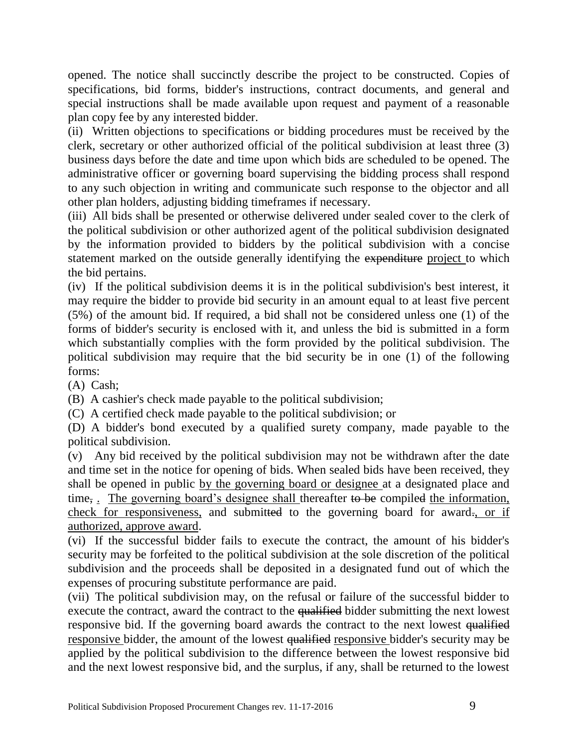opened. The notice shall succinctly describe the project to be constructed. Copies of specifications, bid forms, bidder's instructions, contract documents, and general and special instructions shall be made available upon request and payment of a reasonable plan copy fee by any interested bidder.

(ii) Written objections to specifications or bidding procedures must be received by the clerk, secretary or other authorized official of the political subdivision at least three (3) business days before the date and time upon which bids are scheduled to be opened. The administrative officer or governing board supervising the bidding process shall respond to any such objection in writing and communicate such response to the objector and all other plan holders, adjusting bidding timeframes if necessary.

(iii) All bids shall be presented or otherwise delivered under sealed cover to the clerk of the political subdivision or other authorized agent of the political subdivision designated by the information provided to bidders by the political subdivision with a concise statement marked on the outside generally identifying the ~~expenditure~~ <u>project</u> to which the bid pertains.

(iv) If the political subdivision deems it is in the political subdivision's best interest, it may require the bidder to provide bid security in an amount equal to at least five percent (5%) of the amount bid. If required, a bid shall not be considered unless one (1) of the forms of bidder's security is enclosed with it, and unless the bid is submitted in a form which substantially complies with the form provided by the political subdivision. The political subdivision may require that the bid security be in one (1) of the following forms:

(A) Cash;

(B) A cashier's check made payable to the political subdivision;

(C) A certified check made payable to the political subdivision; or

(D) A bidder's bond executed by a qualified surety company, made payable to the political subdivision.

(v) Any bid received by the political subdivision may not be withdrawn after the date and time set in the notice for opening of bids. When sealed bids have been received, they shall be opened in public <u>by the governing board or designee</u> at a designated place and time~~,~~ <u>.</u> <u>The governing board's designee shall</u> thereafter ~~to be~~ compile~~d~~ <u>the information, check for responsiveness,</u> and submit~~ted~~ to the governing board for award~~.~~<u>, or if authorized, approve award</u>.

(vi) If the successful bidder fails to execute the contract, the amount of his bidder's security may be forfeited to the political subdivision at the sole discretion of the political subdivision and the proceeds shall be deposited in a designated fund out of which the expenses of procuring substitute performance are paid.

(vii) The political subdivision may, on the refusal or failure of the successful bidder to execute the contract, award the contract to the ~~qualified~~ bidder submitting the next lowest responsive bid. If the governing board awards the contract to the next lowest ~~qualified~~ <u>responsive</u> bidder, the amount of the lowest ~~qualified~~ <u>responsive</u> bidder's security may be applied by the political subdivision to the difference between the lowest responsive bid and the next lowest responsive bid, and the surplus, if any, shall be returned to the lowest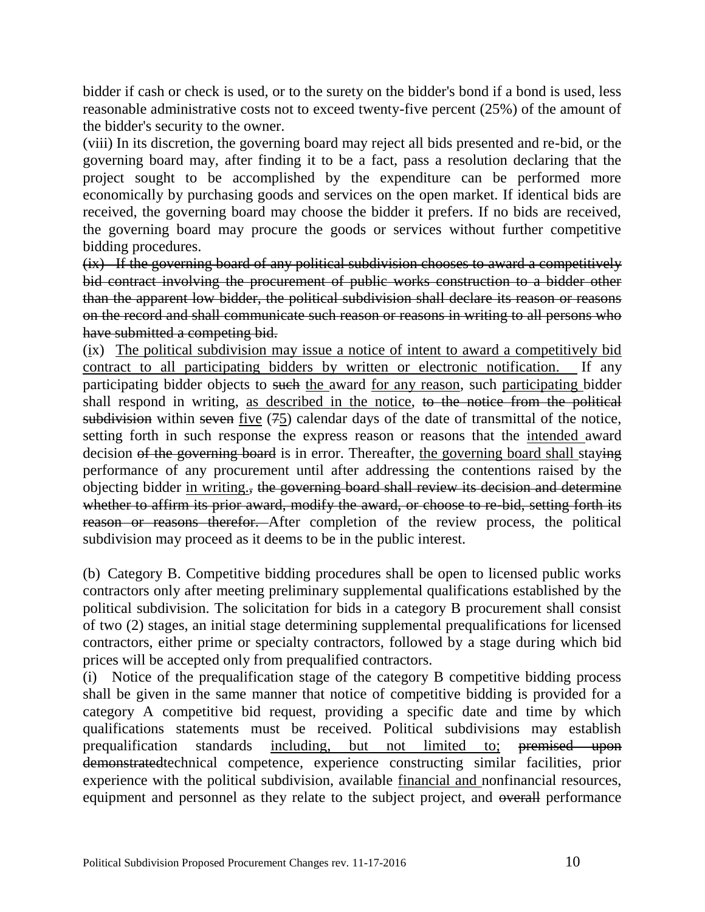bidder if cash or check is used, or to the surety on the bidder's bond if a bond is used, less reasonable administrative costs not to exceed twenty-five percent (25%) of the amount of the bidder's security to the owner.

(viii) In its discretion, the governing board may reject all bids presented and re-bid, or the governing board may, after finding it to be a fact, pass a resolution declaring that the project sought to be accomplished by the expenditure can be performed more economically by purchasing goods and services on the open market. If identical bids are received, the governing board may choose the bidder it prefers. If no bids are received, the governing board may procure the goods or services without further competitive bidding procedures.

~~(ix) If the governing board of any political subdivision chooses to award a competitively bid contract involving the procurement of public works construction to a bidder other than the apparent low bidder, the political subdivision shall declare its reason or reasons on the record and shall communicate such reason or reasons in writing to all persons who have submitted a competing bid.~~

(<u>i</u>x) <u>The political subdivision may issue a notice of intent to award a competitively bid contract to all participating bidders by written or electronic notification.</u> If any participating bidder objects to ~~such~~ <u>the</u> award <u>for any reason</u>, such <u>participating</u> bidder shall respond in writing, <u>as described in the notice</u>, ~~to the notice from the political subdivision~~ within ~~seven~~ <u>five</u> (~~7~~<u>5</u>) calendar days of the date of transmittal of the notice, setting forth in such response the express reason or reasons that the <u>intended</u> award decision ~~of the governing board~~ is in error. Thereafter, <u>the governing board shall</u> stay~~ing~~ performance of any procurement until after addressing the contentions raised by the objecting bidder <u>in writing.</u>~~, the governing board shall review its decision and determine whether to affirm its prior award, modify the award, or choose to re-bid, setting forth its reason or reasons therefor.~~ After completion of the review process, the political subdivision may proceed as it deems to be in the public interest.

(b) Category B. Competitive bidding procedures shall be open to licensed public works contractors only after meeting preliminary supplemental qualifications established by the political subdivision. The solicitation for bids in a category B procurement shall consist of two (2) stages, an initial stage determining supplemental prequalifications for licensed contractors, either prime or specialty contractors, followed by a stage during which bid prices will be accepted only from prequalified contractors.

(i) Notice of the prequalification stage of the category B competitive bidding process shall be given in the same manner that notice of competitive bidding is provided for a category A competitive bid request, providing a specific date and time by which qualifications statements must be received. Political subdivisions may establish prequalification standards <u>including, but not limited to;</u> ~~premised upon demonstrated~~technical competence, experience constructing similar facilities, prior experience with the political subdivision, available <u>financial and</u> nonfinancial resources, equipment and personnel as they relate to the subject project, and ~~overall~~ performance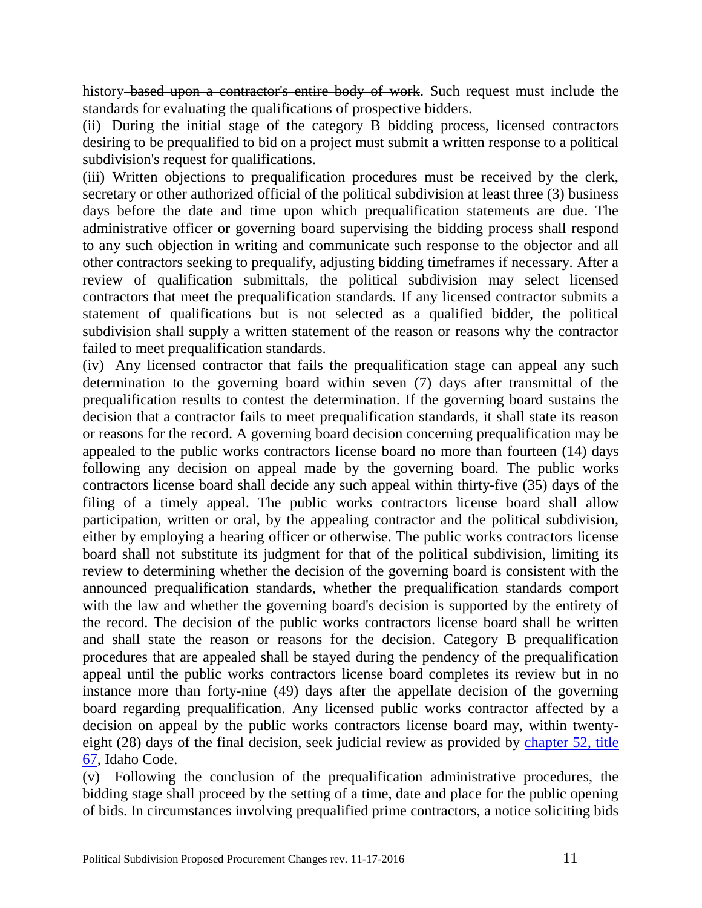history ~~based upon a contractor's entire body of work~~. Such request must include the standards for evaluating the qualifications of prospective bidders.

(ii) During the initial stage of the category B bidding process, licensed contractors desiring to be prequalified to bid on a project must submit a written response to a political subdivision's request for qualifications.

(iii) Written objections to prequalification procedures must be received by the clerk, secretary or other authorized official of the political subdivision at least three (3) business days before the date and time upon which prequalification statements are due. The administrative officer or governing board supervising the bidding process shall respond to any such objection in writing and communicate such response to the objector and all other contractors seeking to prequalify, adjusting bidding timeframes if necessary. After a review of qualification submittals, the political subdivision may select licensed contractors that meet the prequalification standards. If any licensed contractor submits a statement of qualifications but is not selected as a qualified bidder, the political subdivision shall supply a written statement of the reason or reasons why the contractor failed to meet prequalification standards.

(iv) Any licensed contractor that fails the prequalification stage can appeal any such determination to the governing board within seven (7) days after transmittal of the prequalification results to contest the determination. If the governing board sustains the decision that a contractor fails to meet prequalification standards, it shall state its reason or reasons for the record. A governing board decision concerning prequalification may be appealed to the public works contractors license board no more than fourteen (14) days following any decision on appeal made by the governing board. The public works contractors license board shall decide any such appeal within thirty-five (35) days of the filing of a timely appeal. The public works contractors license board shall allow participation, written or oral, by the appealing contractor and the political subdivision, either by employing a hearing officer or otherwise. The public works contractors license board shall not substitute its judgment for that of the political subdivision, limiting its review to determining whether the decision of the governing board is consistent with the announced prequalification standards, whether the prequalification standards comport with the law and whether the governing board's decision is supported by the entirety of the record. The decision of the public works contractors license board shall be written and shall state the reason or reasons for the decision. Category B prequalification procedures that are appealed shall be stayed during the pendency of the prequalification appeal until the public works contractors license board completes its review but in no instance more than forty-nine (49) days after the appellate decision of the governing board regarding prequalification. Any licensed public works contractor affected by a decision on appeal by the public works contractors license board may, within twenty-eight (28) days of the final decision, seek judicial review as provided by [chapter 52, title 67](), Idaho Code.

(v) Following the conclusion of the prequalification administrative procedures, the bidding stage shall proceed by the setting of a time, date and place for the public opening of bids. In circumstances involving prequalified prime contractors, a notice soliciting bids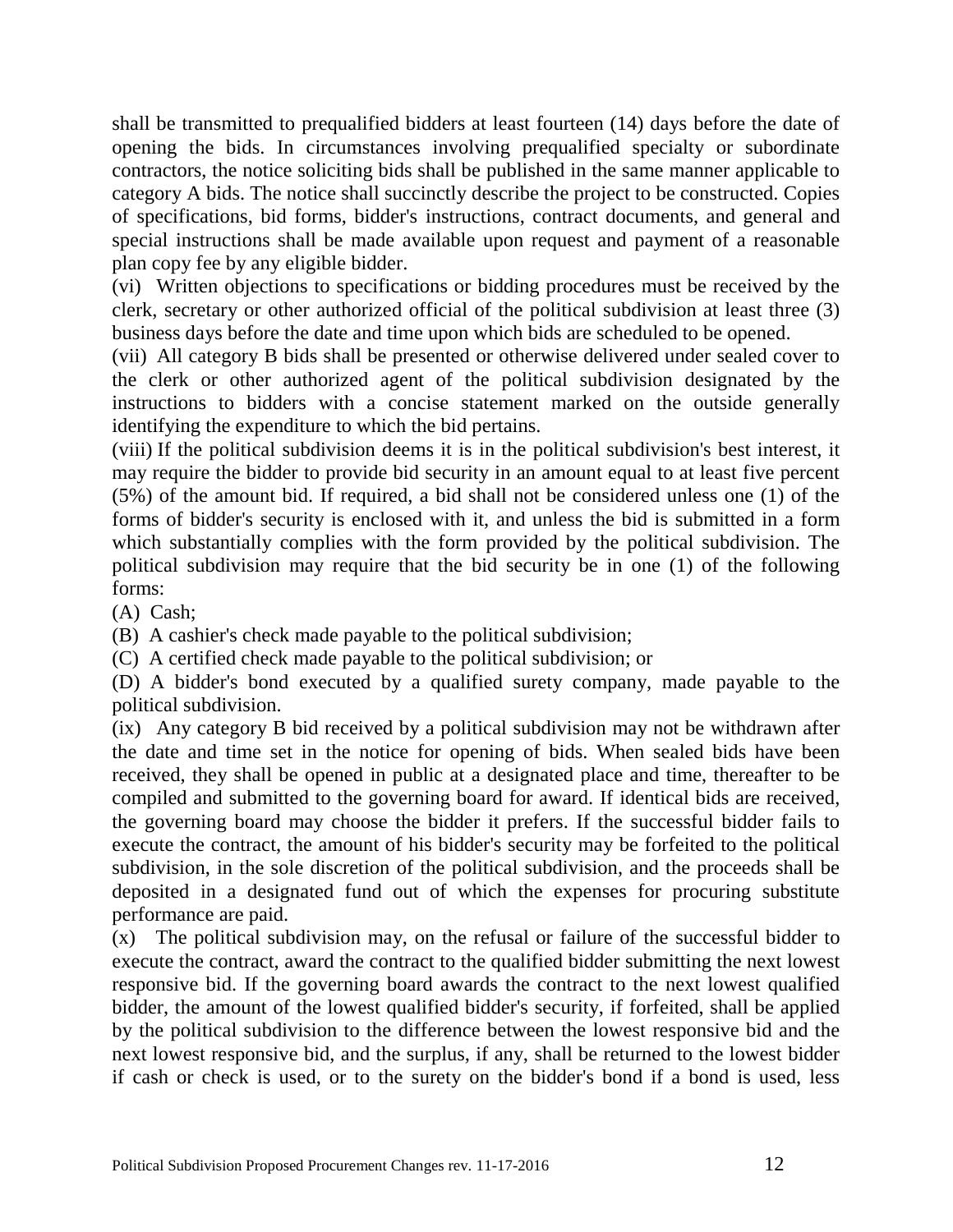shall be transmitted to prequalified bidders at least fourteen (14) days before the date of opening the bids. In circumstances involving prequalified specialty or subordinate contractors, the notice soliciting bids shall be published in the same manner applicable to category A bids. The notice shall succinctly describe the project to be constructed. Copies of specifications, bid forms, bidder's instructions, contract documents, and general and special instructions shall be made available upon request and payment of a reasonable plan copy fee by any eligible bidder.

(vi) Written objections to specifications or bidding procedures must be received by the clerk, secretary or other authorized official of the political subdivision at least three (3) business days before the date and time upon which bids are scheduled to be opened.

(vii) All category B bids shall be presented or otherwise delivered under sealed cover to the clerk or other authorized agent of the political subdivision designated by the instructions to bidders with a concise statement marked on the outside generally identifying the expenditure to which the bid pertains.

(viii) If the political subdivision deems it is in the political subdivision's best interest, it may require the bidder to provide bid security in an amount equal to at least five percent (5%) of the amount bid. If required, a bid shall not be considered unless one (1) of the forms of bidder's security is enclosed with it, and unless the bid is submitted in a form which substantially complies with the form provided by the political subdivision. The political subdivision may require that the bid security be in one (1) of the following forms:

(A) Cash;

(B) A cashier's check made payable to the political subdivision;

(C) A certified check made payable to the political subdivision; or

(D) A bidder's bond executed by a qualified surety company, made payable to the political subdivision.

(ix) Any category B bid received by a political subdivision may not be withdrawn after the date and time set in the notice for opening of bids. When sealed bids have been received, they shall be opened in public at a designated place and time, thereafter to be compiled and submitted to the governing board for award. If identical bids are received, the governing board may choose the bidder it prefers. If the successful bidder fails to execute the contract, the amount of his bidder's security may be forfeited to the political subdivision, in the sole discretion of the political subdivision, and the proceeds shall be deposited in a designated fund out of which the expenses for procuring substitute performance are paid.

(x) The political subdivision may, on the refusal or failure of the successful bidder to execute the contract, award the contract to the qualified bidder submitting the next lowest responsive bid. If the governing board awards the contract to the next lowest qualified bidder, the amount of the lowest qualified bidder's security, if forfeited, shall be applied by the political subdivision to the difference between the lowest responsive bid and the next lowest responsive bid, and the surplus, if any, shall be returned to the lowest bidder if cash or check is used, or to the surety on the bidder's bond if a bond is used, less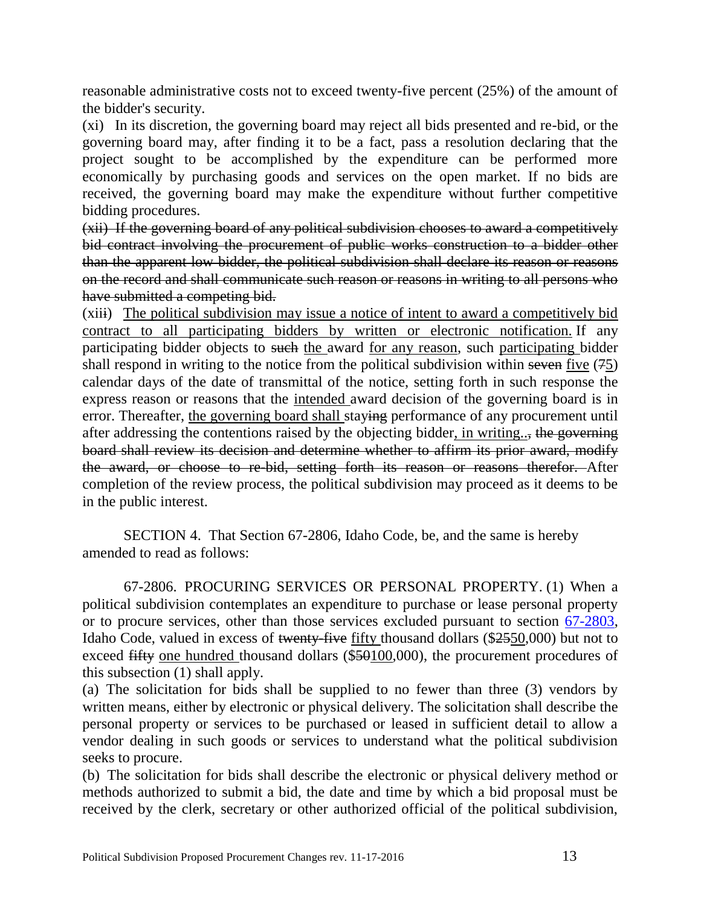reasonable administrative costs not to exceed twenty-five percent (25%) of the amount of the bidder's security.

(xi) In its discretion, the governing board may reject all bids presented and re-bid, or the governing board may, after finding it to be a fact, pass a resolution declaring that the project sought to be accomplished by the expenditure can be performed more economically by purchasing goods and services on the open market. If no bids are received, the governing board may make the expenditure without further competitive bidding procedures.

~~(xii) If the governing board of any political subdivision chooses to award a competitively bid contract involving the procurement of public works construction to a bidder other than the apparent low bidder, the political subdivision shall declare its reason or reasons on the record and shall communicate such reason or reasons in writing to all persons who have submitted a competing bid.~~

(xii~~i~~) The political subdivision may issue a notice of intent to award a competitively bid contract to all participating bidders by written or electronic notification. If any participating bidder objects to ~~such~~ the award for any reason, such participating bidder shall respond in writing to the notice from the political subdivision within ~~seven~~ five (~~7~~5) calendar days of the date of transmittal of the notice, setting forth in such response the express reason or reasons that the intended award decision of the governing board is in error. Thereafter, the governing board shall stay~~ing~~ performance of any procurement until after addressing the contentions raised by the objecting bidder, in writing..~~, the governing board shall review its decision and determine whether to affirm its prior award, modify the award, or choose to re-bid, setting forth its reason or reasons therefor.~~ After completion of the review process, the political subdivision may proceed as it deems to be in the public interest.

SECTION 4. That Section 67-2806, Idaho Code, be, and the same is hereby amended to read as follows:

67-2806. PROCURING SERVICES OR PERSONAL PROPERTY. (1) When a political subdivision contemplates an expenditure to purchase or lease personal property or to procure services, other than those services excluded pursuant to section 67-2803, Idaho Code, valued in excess of ~~twenty-five~~ fifty thousand dollars ($~~25~~50,000) but not to exceed ~~fifty~~ one hundred thousand dollars ($~~50~~100,000), the procurement procedures of this subsection (1) shall apply.

(a) The solicitation for bids shall be supplied to no fewer than three (3) vendors by written means, either by electronic or physical delivery. The solicitation shall describe the personal property or services to be purchased or leased in sufficient detail to allow a vendor dealing in such goods or services to understand what the political subdivision seeks to procure.

(b) The solicitation for bids shall describe the electronic or physical delivery method or methods authorized to submit a bid, the date and time by which a bid proposal must be received by the clerk, secretary or other authorized official of the political subdivision,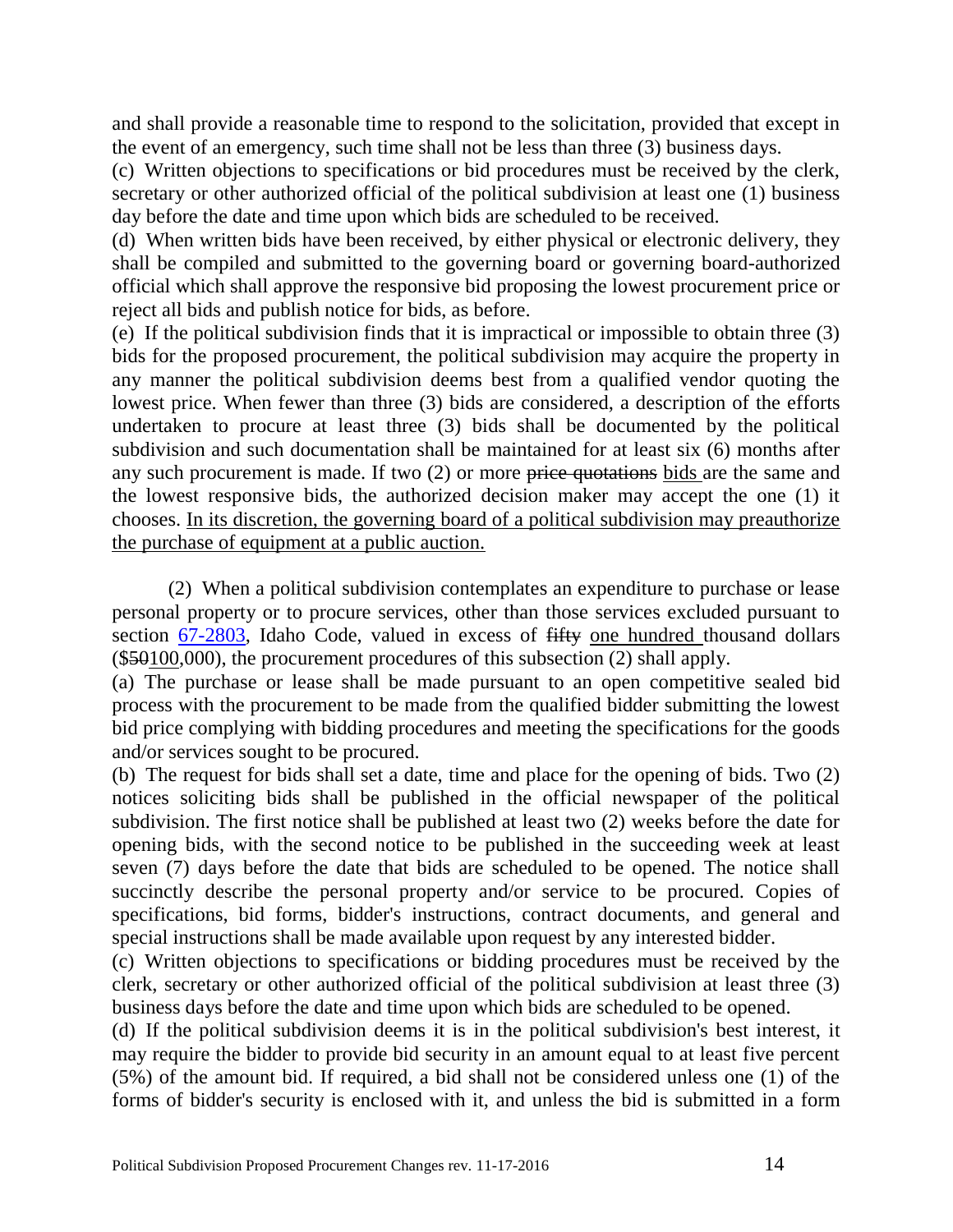and shall provide a reasonable time to respond to the solicitation, provided that except in the event of an emergency, such time shall not be less than three (3) business days.

(c) Written objections to specifications or bid procedures must be received by the clerk, secretary or other authorized official of the political subdivision at least one (1) business day before the date and time upon which bids are scheduled to be received.

(d) When written bids have been received, by either physical or electronic delivery, they shall be compiled and submitted to the governing board or governing board-authorized official which shall approve the responsive bid proposing the lowest procurement price or reject all bids and publish notice for bids, as before.

(e) If the political subdivision finds that it is impractical or impossible to obtain three (3) bids for the proposed procurement, the political subdivision may acquire the property in any manner the political subdivision deems best from a qualified vendor quoting the lowest price. When fewer than three (3) bids are considered, a description of the efforts undertaken to procure at least three (3) bids shall be documented by the political subdivision and such documentation shall be maintained for at least six (6) months after any such procurement is made. If two (2) or more ~~price quotations~~ <u>bids</u> are the same and the lowest responsive bids, the authorized decision maker may accept the one (1) it chooses. <u>In its discretion, the governing board of a political subdivision may preauthorize the purchase of equipment at a public auction.</u>

(2) When a political subdivision contemplates an expenditure to purchase or lease personal property or to procure services, other than those services excluded pursuant to section [67-2803](67-2803), Idaho Code, valued in excess of ~~fifty~~ <u>one hundred</u> thousand dollars ($~~50~~<u>100</u>,000), the procurement procedures of this subsection (2) shall apply.

(a) The purchase or lease shall be made pursuant to an open competitive sealed bid process with the procurement to be made from the qualified bidder submitting the lowest bid price complying with bidding procedures and meeting the specifications for the goods and/or services sought to be procured.

(b) The request for bids shall set a date, time and place for the opening of bids. Two (2) notices soliciting bids shall be published in the official newspaper of the political subdivision. The first notice shall be published at least two (2) weeks before the date for opening bids, with the second notice to be published in the succeeding week at least seven (7) days before the date that bids are scheduled to be opened. The notice shall succinctly describe the personal property and/or service to be procured. Copies of specifications, bid forms, bidder's instructions, contract documents, and general and special instructions shall be made available upon request by any interested bidder.

(c) Written objections to specifications or bidding procedures must be received by the clerk, secretary or other authorized official of the political subdivision at least three (3) business days before the date and time upon which bids are scheduled to be opened.

(d) If the political subdivision deems it is in the political subdivision's best interest, it may require the bidder to provide bid security in an amount equal to at least five percent (5%) of the amount bid. If required, a bid shall not be considered unless one (1) of the forms of bidder's security is enclosed with it, and unless the bid is submitted in a form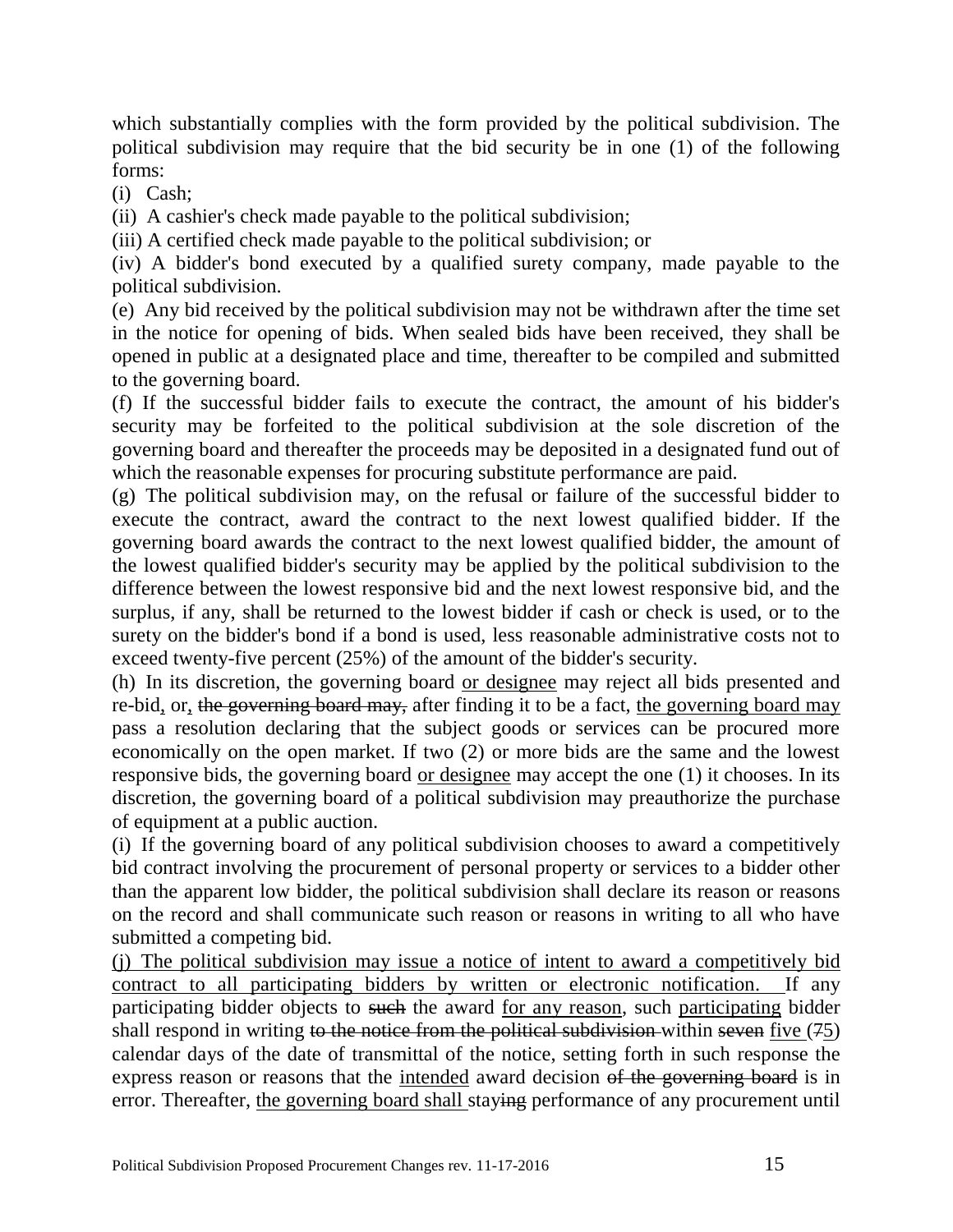which substantially complies with the form provided by the political subdivision. The political subdivision may require that the bid security be in one (1) of the following forms:

(i) Cash;

(ii) A cashier's check made payable to the political subdivision;

(iii) A certified check made payable to the political subdivision; or

(iv) A bidder's bond executed by a qualified surety company, made payable to the political subdivision.

(e) Any bid received by the political subdivision may not be withdrawn after the time set in the notice for opening of bids. When sealed bids have been received, they shall be opened in public at a designated place and time, thereafter to be compiled and submitted to the governing board.

(f) If the successful bidder fails to execute the contract, the amount of his bidder's security may be forfeited to the political subdivision at the sole discretion of the governing board and thereafter the proceeds may be deposited in a designated fund out of which the reasonable expenses for procuring substitute performance are paid.

(g) The political subdivision may, on the refusal or failure of the successful bidder to execute the contract, award the contract to the next lowest qualified bidder. If the governing board awards the contract to the next lowest qualified bidder, the amount of the lowest qualified bidder's security may be applied by the political subdivision to the difference between the lowest responsive bid and the next lowest responsive bid, and the surplus, if any, shall be returned to the lowest bidder if cash or check is used, or to the surety on the bidder's bond if a bond is used, less reasonable administrative costs not to exceed twenty-five percent (25%) of the amount of the bidder's security.

(h) In its discretion, the governing board <u>or designee</u> may reject all bids presented and re-bid<u>,</u> or~~,~~ ~~the governing board may,~~ after finding it to be a fact, <u>the governing board may</u> pass a resolution declaring that the subject goods or services can be procured more economically on the open market. If two (2) or more bids are the same and the lowest responsive bids, the governing board <u>or designee</u> may accept the one (1) it chooses. In its discretion, the governing board of a political subdivision may preauthorize the purchase of equipment at a public auction.

(i) If the governing board of any political subdivision chooses to award a competitively bid contract involving the procurement of personal property or services to a bidder other than the apparent low bidder, the political subdivision shall declare its reason or reasons on the record and shall communicate such reason or reasons in writing to all who have submitted a competing bid.

<u>(j) The political subdivision may issue a notice of intent to award a competitively bid contract to all participating bidders by written or electronic notification.</u> If any participating bidder objects to ~~such~~ the award <u>for any reason</u>, such <u>participating</u> bidder shall respond in writing ~~to the notice from the political subdivision~~ within ~~seven~~ <u>five</u> (~~7~~<u>5</u>) calendar days of the date of transmittal of the notice, setting forth in such response the express reason or reasons that the <u>intended</u> award decision ~~of the governing board~~ is in error. Thereafter, <u>the governing board shall</u> stay~~ing~~ performance of any procurement until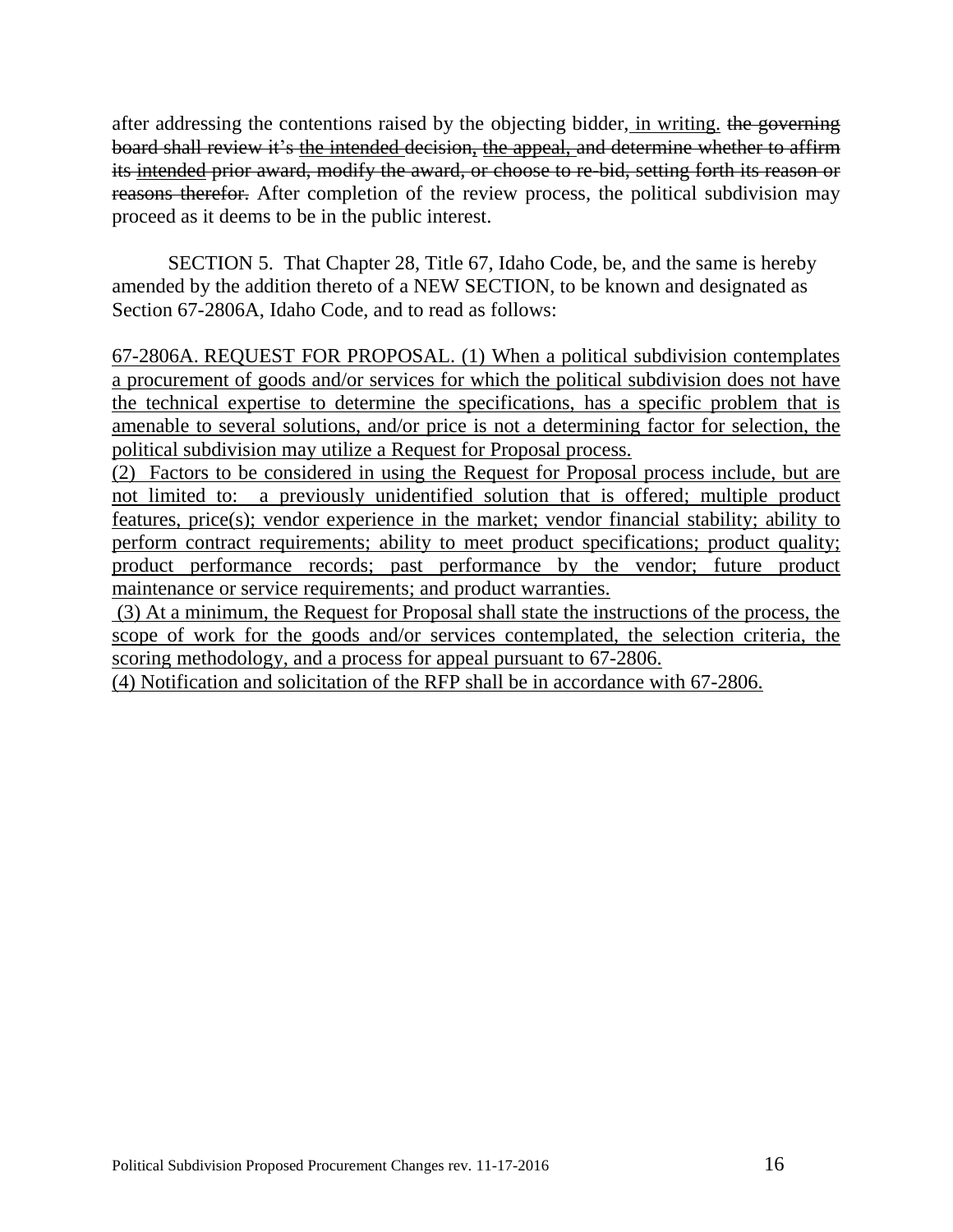after addressing the contentions raised by the objecting bidder, in writing. ~~the governing board shall review it's the intended decision, the appeal, and determine whether to affirm its intended prior award, modify the award, or choose to re-bid, setting forth its reason or reasons therefor.~~ After completion of the review process, the political subdivision may proceed as it deems to be in the public interest.

SECTION 5. That Chapter 28, Title 67, Idaho Code, be, and the same is hereby amended by the addition thereto of a NEW SECTION, to be known and designated as Section 67-2806A, Idaho Code, and to read as follows:

<u>67-2806A. REQUEST FOR PROPOSAL. (1) When a political subdivision contemplates a procurement of goods and/or services for which the political subdivision does not have the technical expertise to determine the specifications, has a specific problem that is amenable to several solutions, and/or price is not a determining factor for selection, the political subdivision may utilize a Request for Proposal process.</u>

<u>(2) Factors to be considered in using the Request for Proposal process include, but are not limited to: a previously unidentified solution that is offered; multiple product features, price(s); vendor experience in the market; vendor financial stability; ability to perform contract requirements; ability to meet product specifications; product quality; product performance records; past performance by the vendor; future product maintenance or service requirements; and product warranties.</u>

<u>(3) At a minimum, the Request for Proposal shall state the instructions of the process, the scope of work for the goods and/or services contemplated, the selection criteria, the scoring methodology, and a process for appeal pursuant to 67-2806.</u>

<u>(4) Notification and solicitation of the RFP shall be in accordance with 67-2806.</u>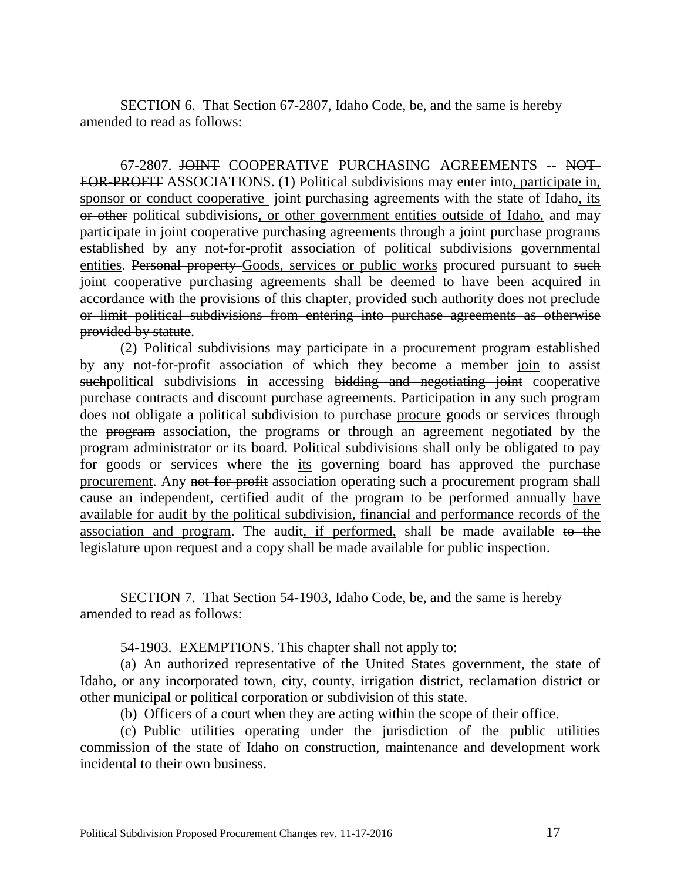SECTION 6. That Section 67-2807, Idaho Code, be, and the same is hereby amended to read as follows:

67-2807. ~~JOINT~~ <u>COOPERATIVE</u> PURCHASING AGREEMENTS -- ~~NOT-FOR-PROFIT~~ ASSOCIATIONS. (1) Political subdivisions may enter into<u>, participate in, sponsor or conduct cooperative</u> ~~joint~~ purchasing agreements with the state of Idaho<u>, its</u> ~~or other~~ political subdivisions<u>, or other government entities outside of Idaho,</u> and may participate in ~~joint~~ <u>cooperative</u> purchasing agreements through ~~a joint~~ purchase program<u>s</u> established by any ~~not-for-profit~~ association of ~~political subdivisions~~ <u>governmental entities</u>. ~~Personal property~~ <u>Goods, services or public works</u> procured pursuant to ~~such joint~~ <u>cooperative</u> purchasing agreements shall be <u>deemed to have been</u> acquired in accordance with the provisions of this chapter~~, provided such authority does not preclude or limit political subdivisions from entering into purchase agreements as otherwise provided by statute~~.

(2) Political subdivisions may participate in a <u>procurement</u> program established by any ~~not-for-profit~~ association of which they ~~become a member~~ <u>join</u> to assist ~~such~~political subdivisions in <u>accessing</u> ~~bidding and negotiating joint~~ <u>cooperative</u> purchase contracts and discount purchase agreements. Participation in any such program does not obligate a political subdivision to ~~purchase~~ <u>procure</u> goods or services through the ~~program~~ <u>association, the programs</u> or through an agreement negotiated by the program administrator or its board. Political subdivisions shall only be obligated to pay for goods or services where ~~the~~ <u>its</u> governing board has approved the ~~purchase~~ <u>procurement</u>. Any ~~not-for-profit~~ association operating such a procurement program shall ~~cause an independent, certified audit of the program to be performed annually~~ <u>have available for audit by the political subdivision, financial and performance records of the association and program</u>. The audit<u>, if performed,</u> shall be made available ~~to the legislature upon request and a copy shall be made available~~ for public inspection.

SECTION 7. That Section 54-1903, Idaho Code, be, and the same is hereby amended to read as follows:

54-1903. EXEMPTIONS. This chapter shall not apply to:

(a) An authorized representative of the United States government, the state of Idaho, or any incorporated town, city, county, irrigation district, reclamation district or other municipal or political corporation or subdivision of this state.

(b) Officers of a court when they are acting within the scope of their office.

(c) Public utilities operating under the jurisdiction of the public utilities commission of the state of Idaho on construction, maintenance and development work incidental to their own business.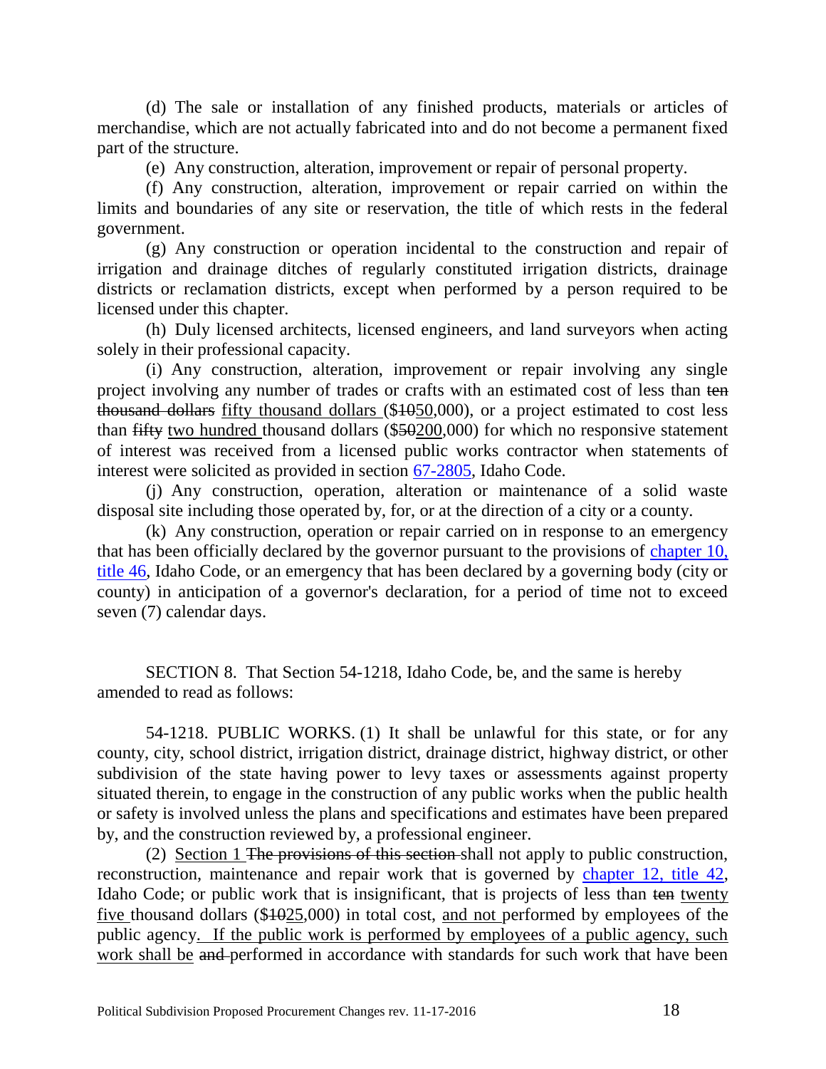(d) The sale or installation of any finished products, materials or articles of merchandise, which are not actually fabricated into and do not become a permanent fixed part of the structure.

(e) Any construction, alteration, improvement or repair of personal property.

(f) Any construction, alteration, improvement or repair carried on within the limits and boundaries of any site or reservation, the title of which rests in the federal government.

(g) Any construction or operation incidental to the construction and repair of irrigation and drainage ditches of regularly constituted irrigation districts, drainage districts or reclamation districts, except when performed by a person required to be licensed under this chapter.

(h) Duly licensed architects, licensed engineers, and land surveyors when acting solely in their professional capacity.

(i) Any construction, alteration, improvement or repair involving any single project involving any number of trades or crafts with an estimated cost of less than ~~ten thousand dollars~~ <u>fifty thousand dollars</u> ($~~10~~<u>50</u>,000), or a project estimated to cost less than ~~fifty~~ <u>two hundred</u> thousand dollars ($~~50~~<u>200</u>,000) for which no responsive statement of interest was received from a licensed public works contractor when statements of interest were solicited as provided in section [67-2805](), Idaho Code.

(j) Any construction, operation, alteration or maintenance of a solid waste disposal site including those operated by, for, or at the direction of a city or a county.

(k) Any construction, operation or repair carried on in response to an emergency that has been officially declared by the governor pursuant to the provisions of [chapter 10, title 46](), Idaho Code, or an emergency that has been declared by a governing body (city or county) in anticipation of a governor's declaration, for a period of time not to exceed seven (7) calendar days.

SECTION 8. That Section 54-1218, Idaho Code, be, and the same is hereby amended to read as follows:

54-1218. PUBLIC WORKS. (1) It shall be unlawful for this state, or for any county, city, school district, irrigation district, drainage district, highway district, or other subdivision of the state having power to levy taxes or assessments against property situated therein, to engage in the construction of any public works when the public health or safety is involved unless the plans and specifications and estimates have been prepared by, and the construction reviewed by, a professional engineer.

(2) <u>Section 1</u> ~~The provisions of this section~~ shall not apply to public construction, reconstruction, maintenance and repair work that is governed by [chapter 12, title 42](), Idaho Code; or public work that is insignificant, that is projects of less than ~~ten~~ <u>twenty five</u> thousand dollars ($~~10~~<u>25</u>,000) in total cost, <u>and not</u> performed by employees of the public agency<u>. If the public work is performed by employees of a public agency, such work shall be</u> ~~and~~ performed in accordance with standards for such work that have been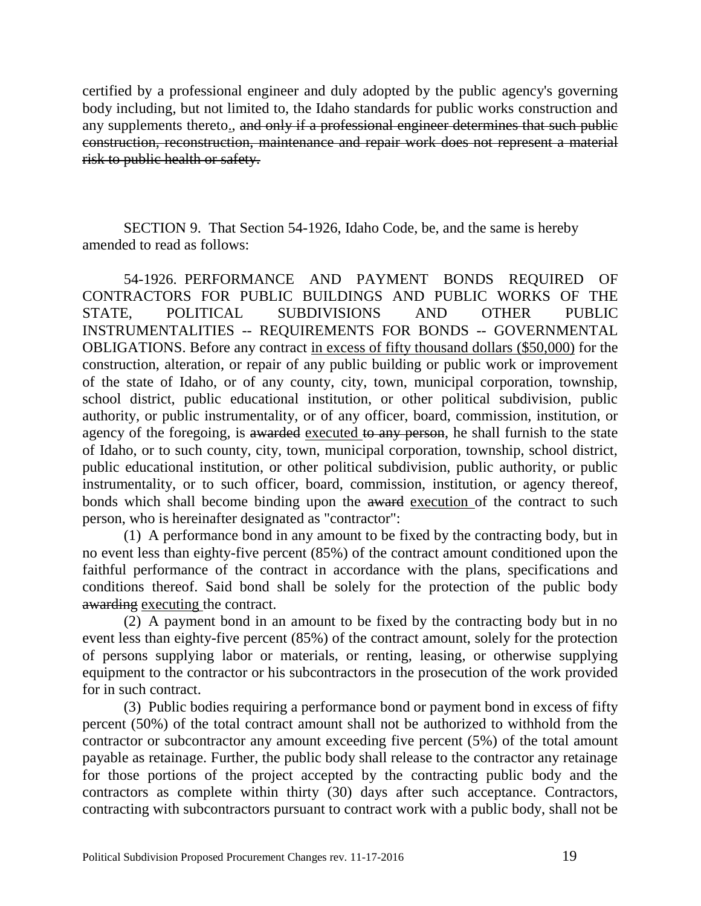certified by a professional engineer and duly adopted by the public agency's governing body including, but not limited to, the Idaho standards for public works construction and any supplements thereto<u>.</u>~~, and only if a professional engineer determines that such public construction, reconstruction, maintenance and repair work does not represent a material risk to public health or safety.~~

SECTION 9. That Section 54-1926, Idaho Code, be, and the same is hereby amended to read as follows:

54-1926. PERFORMANCE AND PAYMENT BONDS REQUIRED OF CONTRACTORS FOR PUBLIC BUILDINGS AND PUBLIC WORKS OF THE STATE, POLITICAL SUBDIVISIONS AND OTHER PUBLIC INSTRUMENTALITIES -- REQUIREMENTS FOR BONDS -- GOVERNMENTAL OBLIGATIONS. Before any contract <u>in excess of fifty thousand dollars ($50,000)</u> for the construction, alteration, or repair of any public building or public work or improvement of the state of Idaho, or of any county, city, town, municipal corporation, township, school district, public educational institution, or other political subdivision, public authority, or public instrumentality, or of any officer, board, commission, institution, or agency of the foregoing, is ~~awarded~~ <u>executed</u> ~~to any person~~, he shall furnish to the state of Idaho, or to such county, city, town, municipal corporation, township, school district, public educational institution, or other political subdivision, public authority, or public instrumentality, or to such officer, board, commission, institution, or agency thereof, bonds which shall become binding upon the ~~award~~ <u>execution</u> of the contract to such person, who is hereinafter designated as "contractor":

(1) A performance bond in any amount to be fixed by the contracting body, but in no event less than eighty-five percent (85%) of the contract amount conditioned upon the faithful performance of the contract in accordance with the plans, specifications and conditions thereof. Said bond shall be solely for the protection of the public body ~~awarding~~ <u>executing</u> the contract.

(2) A payment bond in an amount to be fixed by the contracting body but in no event less than eighty-five percent (85%) of the contract amount, solely for the protection of persons supplying labor or materials, or renting, leasing, or otherwise supplying equipment to the contractor or his subcontractors in the prosecution of the work provided for in such contract.

(3) Public bodies requiring a performance bond or payment bond in excess of fifty percent (50%) of the total contract amount shall not be authorized to withhold from the contractor or subcontractor any amount exceeding five percent (5%) of the total amount payable as retainage. Further, the public body shall release to the contractor any retainage for those portions of the project accepted by the contracting public body and the contractors as complete within thirty (30) days after such acceptance. Contractors, contracting with subcontractors pursuant to contract work with a public body, shall not be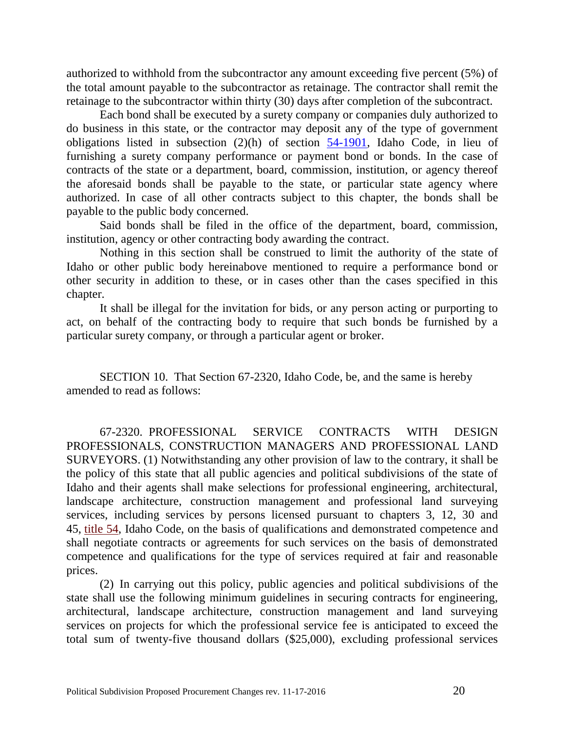authorized to withhold from the subcontractor any amount exceeding five percent (5%) of the total amount payable to the subcontractor as retainage. The contractor shall remit the retainage to the subcontractor within thirty (30) days after completion of the subcontract.

Each bond shall be executed by a surety company or companies duly authorized to do business in this state, or the contractor may deposit any of the type of government obligations listed in subsection (2)(h) of section 54-1901, Idaho Code, in lieu of furnishing a surety company performance or payment bond or bonds. In the case of contracts of the state or a department, board, commission, institution, or agency thereof the aforesaid bonds shall be payable to the state, or particular state agency where authorized. In case of all other contracts subject to this chapter, the bonds shall be payable to the public body concerned.

Said bonds shall be filed in the office of the department, board, commission, institution, agency or other contracting body awarding the contract.

Nothing in this section shall be construed to limit the authority of the state of Idaho or other public body hereinabove mentioned to require a performance bond or other security in addition to these, or in cases other than the cases specified in this chapter.

It shall be illegal for the invitation for bids, or any person acting or purporting to act, on behalf of the contracting body to require that such bonds be furnished by a particular surety company, or through a particular agent or broker.

SECTION 10. That Section 67-2320, Idaho Code, be, and the same is hereby amended to read as follows:

67-2320. PROFESSIONAL SERVICE CONTRACTS WITH DESIGN PROFESSIONALS, CONSTRUCTION MANAGERS AND PROFESSIONAL LAND SURVEYORS. (1) Notwithstanding any other provision of law to the contrary, it shall be the policy of this state that all public agencies and political subdivisions of the state of Idaho and their agents shall make selections for professional engineering, architectural, landscape architecture, construction management and professional land surveying services, including services by persons licensed pursuant to chapters 3, 12, 30 and 45, title 54, Idaho Code, on the basis of qualifications and demonstrated competence and shall negotiate contracts or agreements for such services on the basis of demonstrated competence and qualifications for the type of services required at fair and reasonable prices.

(2) In carrying out this policy, public agencies and political subdivisions of the state shall use the following minimum guidelines in securing contracts for engineering, architectural, landscape architecture, construction management and land surveying services on projects for which the professional service fee is anticipated to exceed the total sum of twenty-five thousand dollars ($25,000), excluding professional services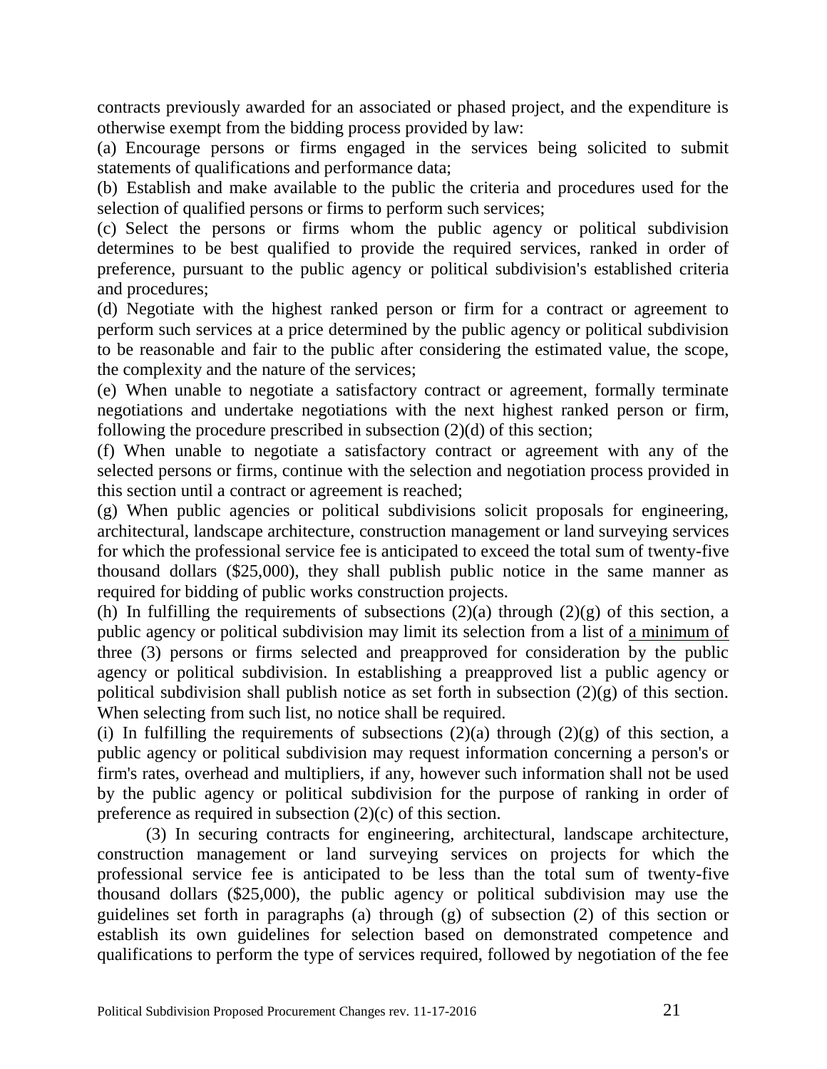contracts previously awarded for an associated or phased project, and the expenditure is otherwise exempt from the bidding process provided by law:

(a) Encourage persons or firms engaged in the services being solicited to submit statements of qualifications and performance data;

(b) Establish and make available to the public the criteria and procedures used for the selection of qualified persons or firms to perform such services;

(c) Select the persons or firms whom the public agency or political subdivision determines to be best qualified to provide the required services, ranked in order of preference, pursuant to the public agency or political subdivision's established criteria and procedures;

(d) Negotiate with the highest ranked person or firm for a contract or agreement to perform such services at a price determined by the public agency or political subdivision to be reasonable and fair to the public after considering the estimated value, the scope, the complexity and the nature of the services;

(e) When unable to negotiate a satisfactory contract or agreement, formally terminate negotiations and undertake negotiations with the next highest ranked person or firm, following the procedure prescribed in subsection (2)(d) of this section;

(f) When unable to negotiate a satisfactory contract or agreement with any of the selected persons or firms, continue with the selection and negotiation process provided in this section until a contract or agreement is reached;

(g) When public agencies or political subdivisions solicit proposals for engineering, architectural, landscape architecture, construction management or land surveying services for which the professional service fee is anticipated to exceed the total sum of twenty-five thousand dollars ($25,000), they shall publish public notice in the same manner as required for bidding of public works construction projects.

(h) In fulfilling the requirements of subsections (2)(a) through (2)(g) of this section, a public agency or political subdivision may limit its selection from a list of <u>a minimum of</u> three (3) persons or firms selected and preapproved for consideration by the public agency or political subdivision. In establishing a preapproved list a public agency or political subdivision shall publish notice as set forth in subsection (2)(g) of this section. When selecting from such list, no notice shall be required.

(i) In fulfilling the requirements of subsections (2)(a) through (2)(g) of this section, a public agency or political subdivision may request information concerning a person's or firm's rates, overhead and multipliers, if any, however such information shall not be used by the public agency or political subdivision for the purpose of ranking in order of preference as required in subsection (2)(c) of this section.

(3) In securing contracts for engineering, architectural, landscape architecture, construction management or land surveying services on projects for which the professional service fee is anticipated to be less than the total sum of twenty-five thousand dollars ($25,000), the public agency or political subdivision may use the guidelines set forth in paragraphs (a) through (g) of subsection (2) of this section or establish its own guidelines for selection based on demonstrated competence and qualifications to perform the type of services required, followed by negotiation of the fee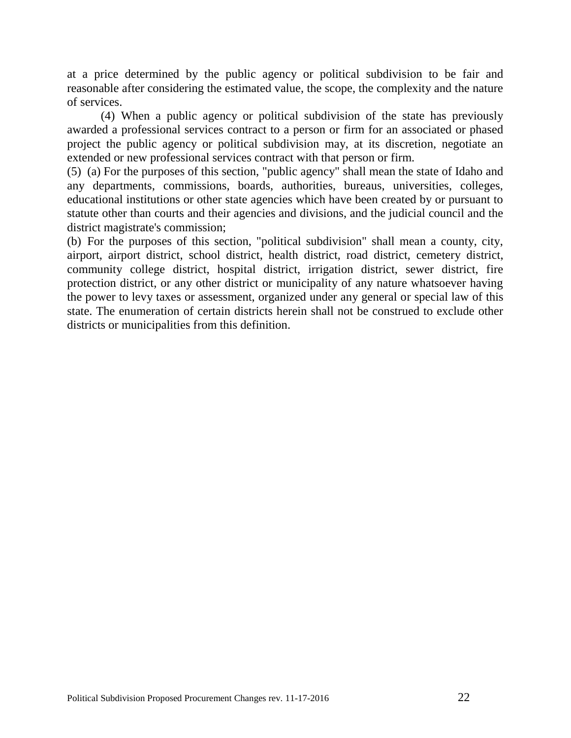at a price determined by the public agency or political subdivision to be fair and reasonable after considering the estimated value, the scope, the complexity and the nature of services.

(4) When a public agency or political subdivision of the state has previously awarded a professional services contract to a person or firm for an associated or phased project the public agency or political subdivision may, at its discretion, negotiate an extended or new professional services contract with that person or firm.

(5) (a) For the purposes of this section, "public agency" shall mean the state of Idaho and any departments, commissions, boards, authorities, bureaus, universities, colleges, educational institutions or other state agencies which have been created by or pursuant to statute other than courts and their agencies and divisions, and the judicial council and the district magistrate's commission;

(b) For the purposes of this section, "political subdivision" shall mean a county, city, airport, airport district, school district, health district, road district, cemetery district, community college district, hospital district, irrigation district, sewer district, fire protection district, or any other district or municipality of any nature whatsoever having the power to levy taxes or assessment, organized under any general or special law of this state. The enumeration of certain districts herein shall not be construed to exclude other districts or municipalities from this definition.